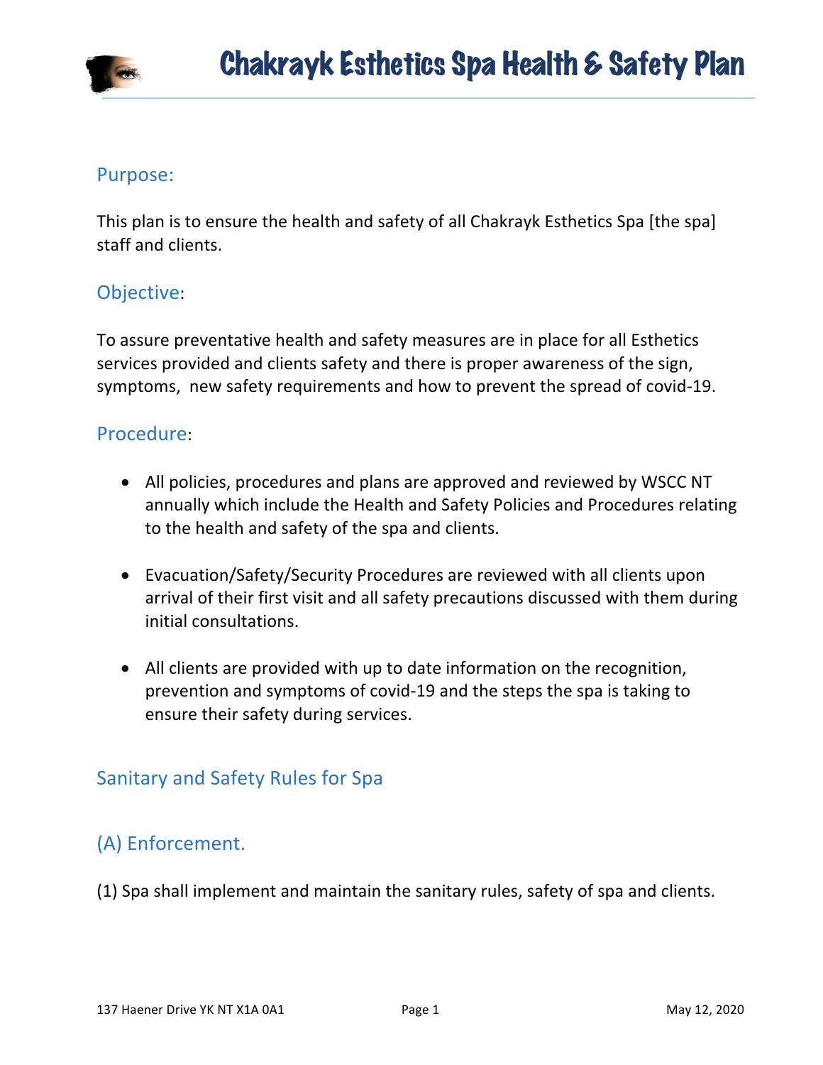# Chakrayk Esthetics Spa Health & Safety Plan

## Purpose:

This plan is to ensure the health and safety of all Chakrayk Esthetics Spa [the spa] staff and clients.

## Objective:

To assure preventative health and safety measures are in place for all Esthetics services provided and clients safety and there is proper awareness of the sign, symptoms, new safety requirements and how to prevent the spread of covid-19.

## Procedure:

- All policies, procedures and plans are approved and reviewed by WSCC NT annually which include the Health and Safety Policies and Procedures relating to the health and safety of the spa and clients.
- Evacuation/Safety/Security Procedures are reviewed with all clients upon arrival of their first visit and all safety precautions discussed with them during initial consultations.
- All clients are provided with up to date information on the recognition, prevention and symptoms of covid-19 and the steps the spa is taking to ensure their safety during services.

## Sanitary and Safety Rules for Spa

## (A) Enforcement.

(1) Spa shall implement and maintain the sanitary rules, safety of spa and clients.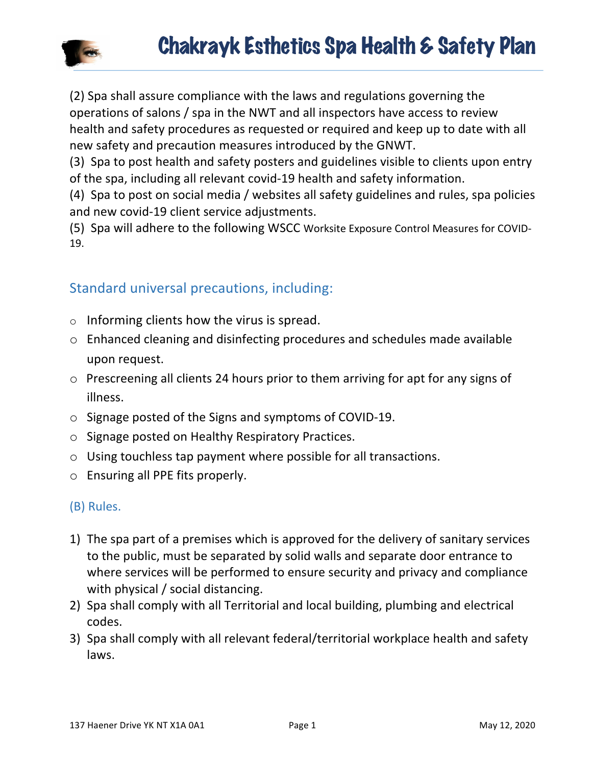(2) Spa shall assure compliance with the laws and regulations governing the operations of salons / spa in the NWT and all inspectors have access to review health and safety procedures as requested or required and keep up to date with all new safety and precaution measures introduced by the GNWT.

(3) Spa to post health and safety posters and guidelines visible to clients upon entry of the spa, including all relevant covid-19 health and safety information.

(4) Spa to post on social media / websites all safety guidelines and rules, spa policies and new covid-19 client service adjustments.

(5) Spa will adhere to the following WSCC Worksite Exposure Control Measures for COVID-19.

## Standard universal precautions, including:

- Informing clients how the virus is spread.
- Enhanced cleaning and disinfecting procedures and schedules made available upon request.
- Prescreening all clients 24 hours prior to them arriving for apt for any signs of illness.
- Signage posted of the Signs and symptoms of COVID-19.
- Signage posted on Healthy Respiratory Practices.
- Using touchless tap payment where possible for all transactions.
- Ensuring all PPE fits properly.

### (B) Rules.

1) The spa part of a premises which is approved for the delivery of sanitary services to the public, must be separated by solid walls and separate door entrance to where services will be performed to ensure security and privacy and compliance with physical / social distancing.
2) Spa shall comply with all Territorial and local building, plumbing and electrical codes.
3) Spa shall comply with all relevant federal/territorial workplace health and safety laws.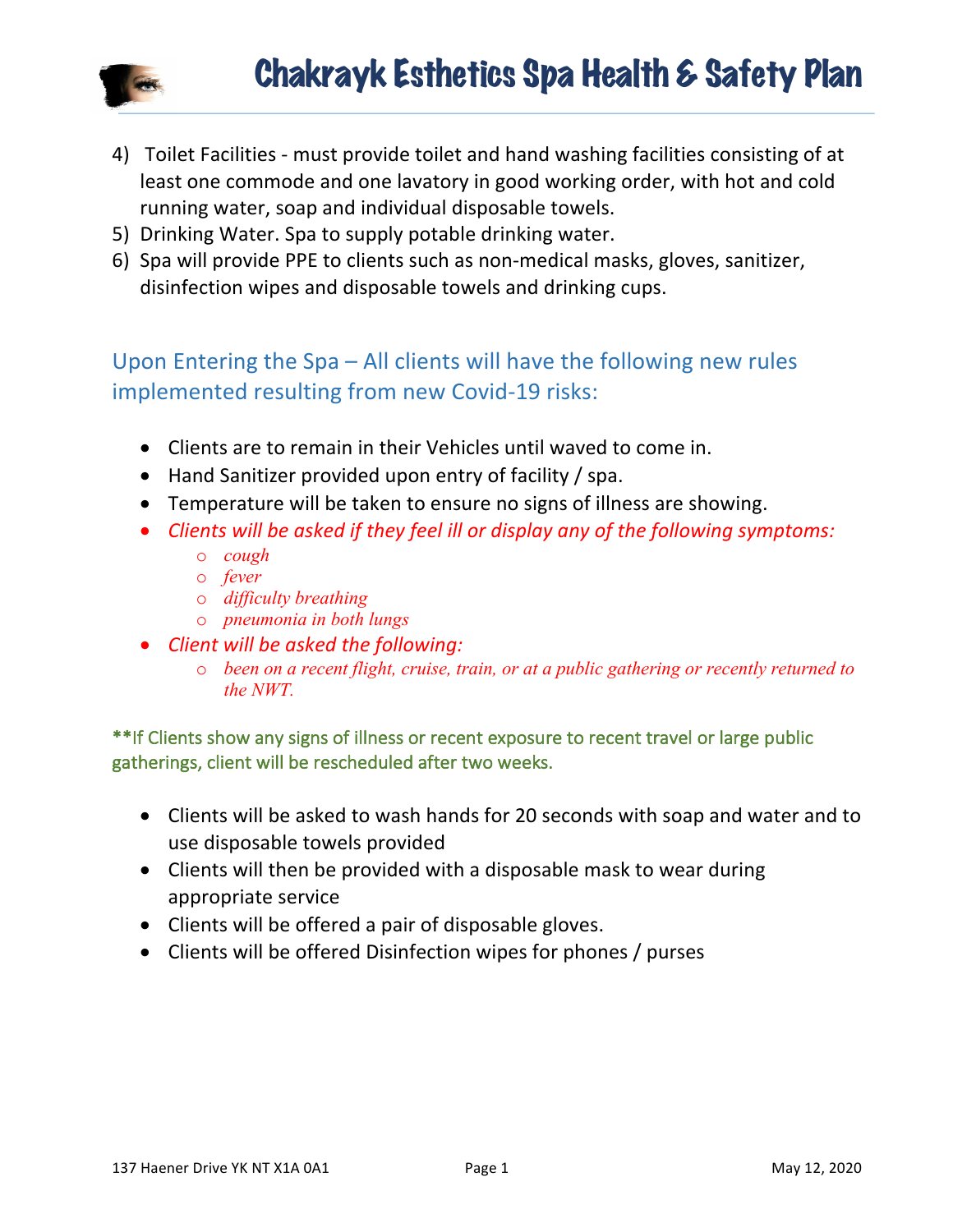4) Toilet Facilities - must provide toilet and hand washing facilities consisting of at least one commode and one lavatory in good working order, with hot and cold running water, soap and individual disposable towels.
5) Drinking Water. Spa to supply potable drinking water.
6) Spa will provide PPE to clients such as non-medical masks, gloves, sanitizer, disinfection wipes and disposable towels and drinking cups.

## Upon Entering the Spa – All clients will have the following new rules implemented resulting from new Covid-19 risks:

- Clients are to remain in their Vehicles until waved to come in.
- Hand Sanitizer provided upon entry of facility / spa.
- Temperature will be taken to ensure no signs of illness are showing.
- *Clients will be asked if they feel ill or display any of the following symptoms:*
    - *cough*
    - *fever*
    - *difficulty breathing*
    - *pneumonia in both lungs*
- *Client will be asked the following:*
    - *been on a recent flight, cruise, train, or at a public gathering or recently returned to the NWT.*

**If Clients show any signs of illness or recent exposure to recent travel or large public gatherings, client will be rescheduled after two weeks.

- Clients will be asked to wash hands for 20 seconds with soap and water and to use disposable towels provided
- Clients will then be provided with a disposable mask to wear during appropriate service
- Clients will be offered a pair of disposable gloves.
- Clients will be offered Disinfection wipes for phones / purses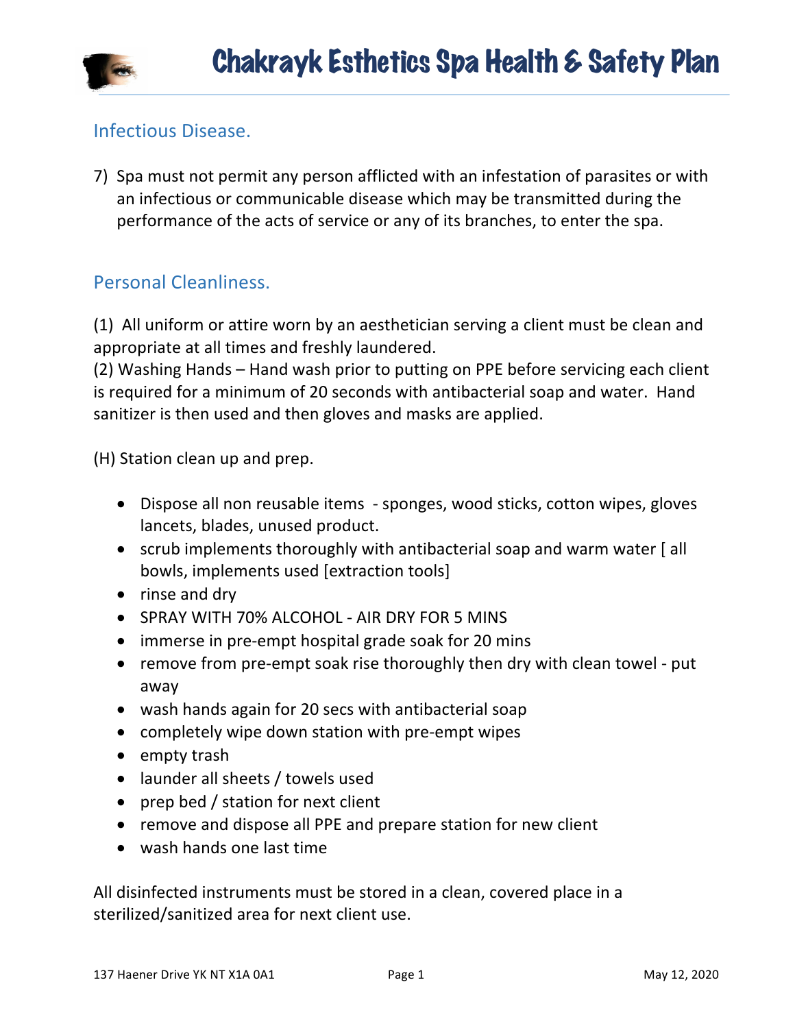## Infectious Disease.

7) Spa must not permit any person afflicted with an infestation of parasites or with an infectious or communicable disease which may be transmitted during the performance of the acts of service or any of its branches, to enter the spa.

## Personal Cleanliness.

(1) All uniform or attire worn by an aesthetician serving a client must be clean and appropriate at all times and freshly laundered.
(2) Washing Hands – Hand wash prior to putting on PPE before servicing each client is required for a minimum of 20 seconds with antibacterial soap and water. Hand sanitizer is then used and then gloves and masks are applied.

(H) Station clean up and prep.

- Dispose all non reusable items - sponges, wood sticks, cotton wipes, gloves lancets, blades, unused product.
- scrub implements thoroughly with antibacterial soap and warm water [ all bowls, implements used [extraction tools]
- rinse and dry
- SPRAY WITH 70% ALCOHOL - AIR DRY FOR 5 MINS
- immerse in pre-empt hospital grade soak for 20 mins
- remove from pre-empt soak rise thoroughly then dry with clean towel - put away
- wash hands again for 20 secs with antibacterial soap
- completely wipe down station with pre-empt wipes
- empty trash
- launder all sheets / towels used
- prep bed / station for next client
- remove and dispose all PPE and prepare station for new client
- wash hands one last time

All disinfected instruments must be stored in a clean, covered place in a sterilized/sanitized area for next client use.